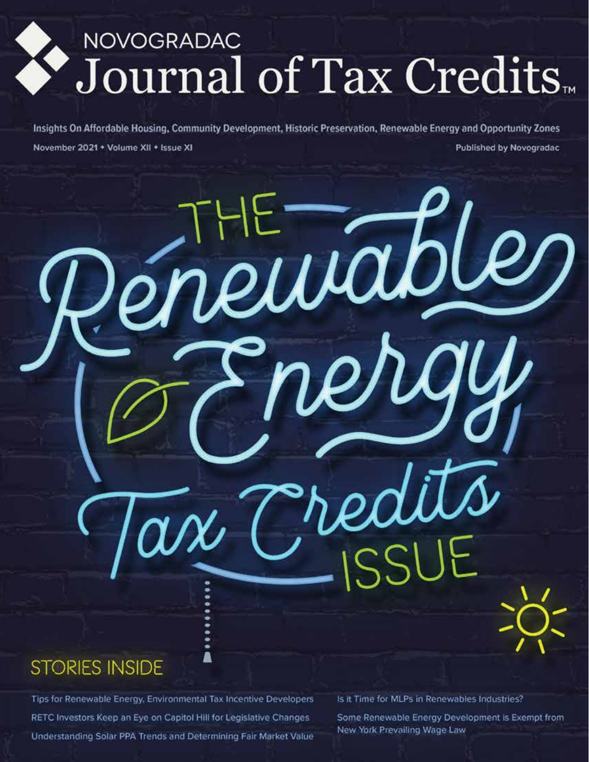# NOVOGRADAC Journal of Tax Credits™

**Insights On Affordable Housing, Community Development, Historic Preservation, Renewable Energy and Opportunity Zones**

**November 2021 • Volume XII • Issue XI**

**Published by Novogradac**

# THE Renewable Energy Tax Credits ISSUE

## STORIES INSIDE

- Tips for Renewable Energy, Environmental Tax Incentive Developers
- RETC Investors Keep an Eye on Capitol Hill for Legislative Changes
- Understanding Solar PPA Trends and Determining Fair Market Value
- Is it Time for MLPs in Renewables Industries?
- Some Renewable Energy Development is Exempt from New York Prevailing Wage Law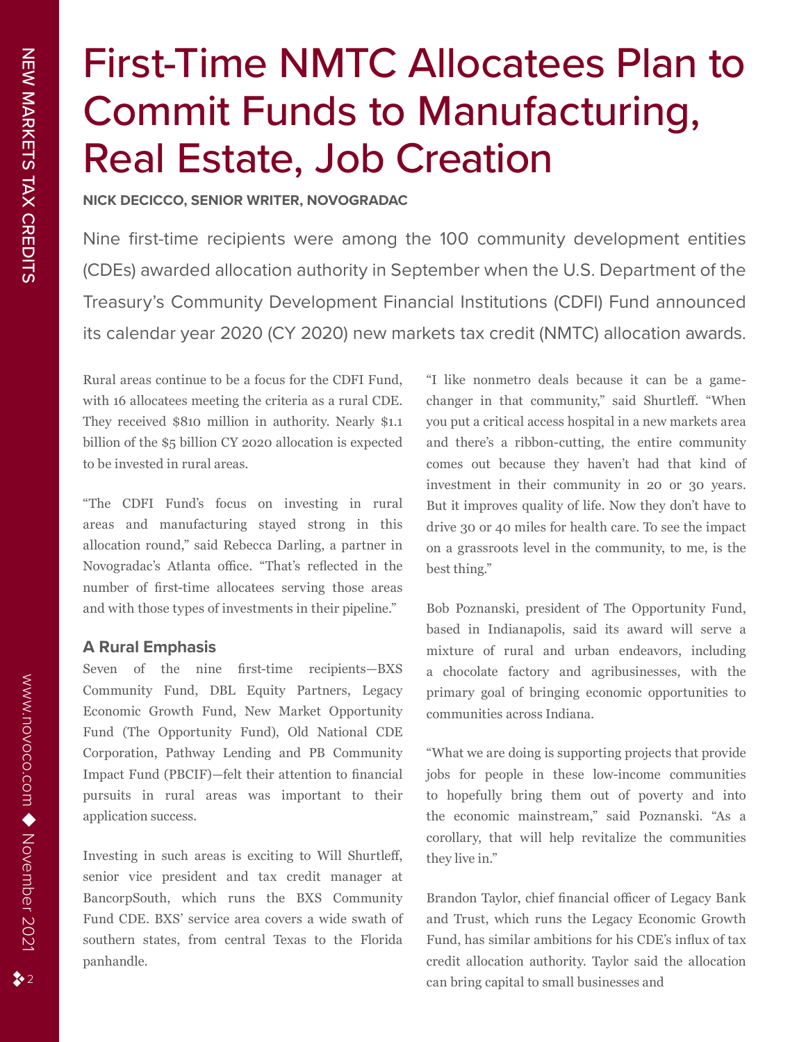# First-Time NMTC Allocatees Plan to Commit Funds to Manufacturing, Real Estate, Job Creation

**NICK DECICCO, SENIOR WRITER, NOVOGRADAC**

Nine first-time recipients were among the 100 community development entities (CDEs) awarded allocation authority in September when the U.S. Department of the Treasury's Community Development Financial Institutions (CDFI) Fund announced its calendar year 2020 (CY 2020) new markets tax credit (NMTC) allocation awards.

Rural areas continue to be a focus for the CDFI Fund, with 16 allocatees meeting the criteria as a rural CDE. They received $810 million in authority. Nearly $1.1 billion of the $5 billion CY 2020 allocation is expected to be invested in rural areas.

"The CDFI Fund's focus on investing in rural areas and manufacturing stayed strong in this allocation round," said Rebecca Darling, a partner in Novogradac's Atlanta office. "That's reflected in the number of first-time allocatees serving those areas and with those types of investments in their pipeline."

### A Rural Emphasis

Seven of the nine first-time recipients—BXS Community Fund, DBL Equity Partners, Legacy Economic Growth Fund, New Market Opportunity Fund (The Opportunity Fund), Old National CDE Corporation, Pathway Lending and PB Community Impact Fund (PBCIF)—felt their attention to financial pursuits in rural areas was important to their application success.

Investing in such areas is exciting to Will Shurtleff, senior vice president and tax credit manager at BancorpSouth, which runs the BXS Community Fund CDE. BXS' service area covers a wide swath of southern states, from central Texas to the Florida panhandle.

"I like nonmetro deals because it can be a game-changer in that community," said Shurtleff. "When you put a critical access hospital in a new markets area and there's a ribbon-cutting, the entire community comes out because they haven't had that kind of investment in their community in 20 or 30 years. But it improves quality of life. Now they don't have to drive 30 or 40 miles for health care. To see the impact on a grassroots level in the community, to me, is the best thing."

Bob Poznanski, president of The Opportunity Fund, based in Indianapolis, said its award will serve a mixture of rural and urban endeavors, including a chocolate factory and agribusinesses, with the primary goal of bringing economic opportunities to communities across Indiana.

"What we are doing is supporting projects that provide jobs for people in these low-income communities to hopefully bring them out of poverty and into the economic mainstream," said Poznanski. "As a corollary, that will help revitalize the communities they live in."

Brandon Taylor, chief financial officer of Legacy Bank and Trust, which runs the Legacy Economic Growth Fund, has similar ambitions for his CDE's influx of tax credit allocation authority. Taylor said the allocation can bring capital to small businesses and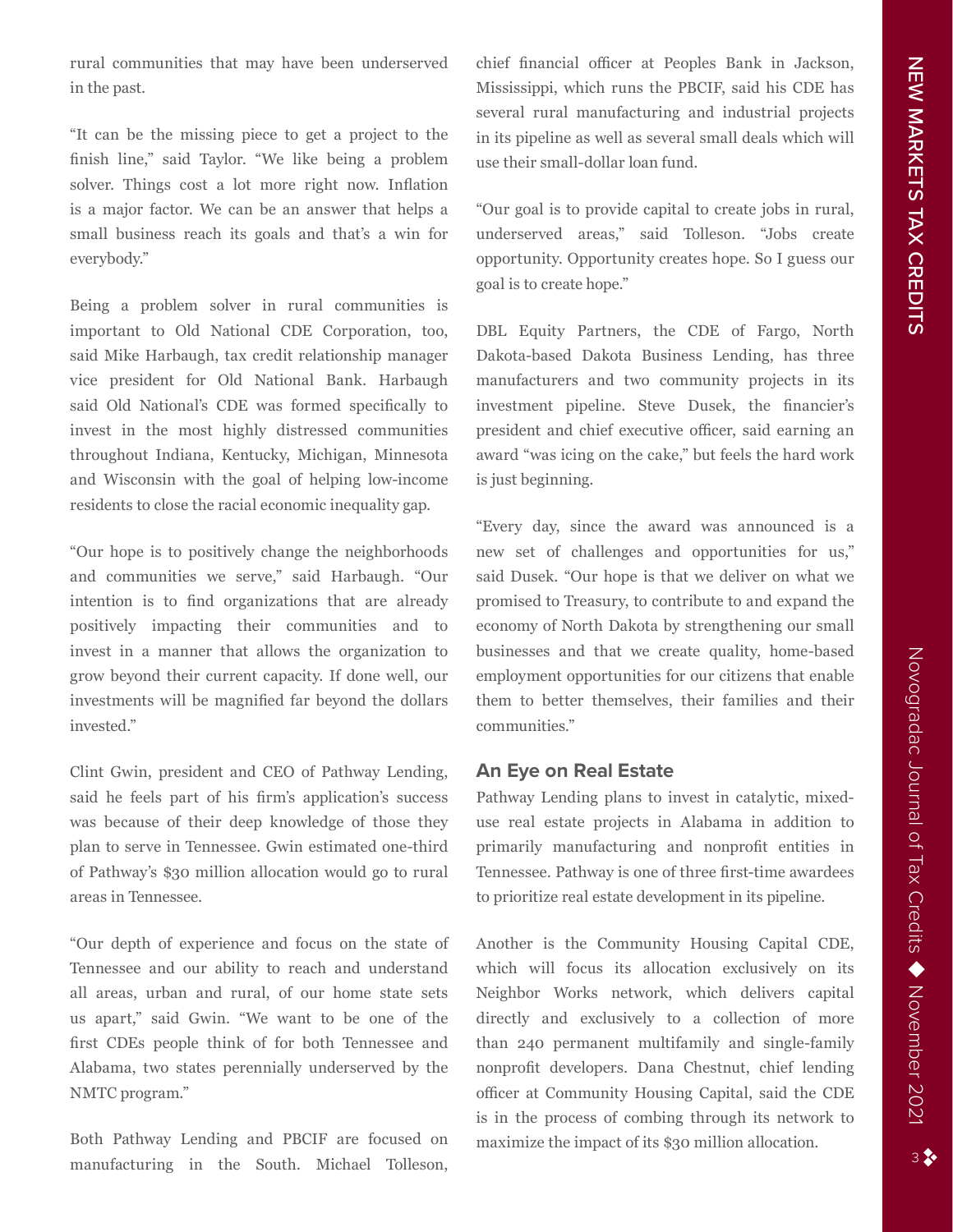rural communities that may have been underserved in the past.

"It can be the missing piece to get a project to the finish line," said Taylor. "We like being a problem solver. Things cost a lot more right now. Inflation is a major factor. We can be an answer that helps a small business reach its goals and that's a win for everybody."

Being a problem solver in rural communities is important to Old National CDE Corporation, too, said Mike Harbaugh, tax credit relationship manager vice president for Old National Bank. Harbaugh said Old National's CDE was formed specifically to invest in the most highly distressed communities throughout Indiana, Kentucky, Michigan, Minnesota and Wisconsin with the goal of helping low-income residents to close the racial economic inequality gap.

"Our hope is to positively change the neighborhoods and communities we serve," said Harbaugh. "Our intention is to find organizations that are already positively impacting their communities and to invest in a manner that allows the organization to grow beyond their current capacity. If done well, our investments will be magnified far beyond the dollars invested."

Clint Gwin, president and CEO of Pathway Lending, said he feels part of his firm's application's success was because of their deep knowledge of those they plan to serve in Tennessee. Gwin estimated one-third of Pathway's $30 million allocation would go to rural areas in Tennessee.

"Our depth of experience and focus on the state of Tennessee and our ability to reach and understand all areas, urban and rural, of our home state sets us apart," said Gwin. "We want to be one of the first CDEs people think of for both Tennessee and Alabama, two states perennially underserved by the NMTC program."

Both Pathway Lending and PBCIF are focused on manufacturing in the South. Michael Tolleson, chief financial officer at Peoples Bank in Jackson, Mississippi, which runs the PBCIF, said his CDE has several rural manufacturing and industrial projects in its pipeline as well as several small deals which will use their small-dollar loan fund.

"Our goal is to provide capital to create jobs in rural, underserved areas," said Tolleson. "Jobs create opportunity. Opportunity creates hope. So I guess our goal is to create hope."

DBL Equity Partners, the CDE of Fargo, North Dakota-based Dakota Business Lending, has three manufacturers and two community projects in its investment pipeline. Steve Dusek, the financier's president and chief executive officer, said earning an award "was icing on the cake," but feels the hard work is just beginning.

"Every day, since the award was announced is a new set of challenges and opportunities for us," said Dusek. "Our hope is that we deliver on what we promised to Treasury, to contribute to and expand the economy of North Dakota by strengthening our small businesses and that we create quality, home-based employment opportunities for our citizens that enable them to better themselves, their families and their communities."

## An Eye on Real Estate

Pathway Lending plans to invest in catalytic, mixed-use real estate projects in Alabama in addition to primarily manufacturing and nonprofit entities in Tennessee. Pathway is one of three first-time awardees to prioritize real estate development in its pipeline.

Another is the Community Housing Capital CDE, which will focus its allocation exclusively on its Neighbor Works network, which delivers capital directly and exclusively to a collection of more than 240 permanent multifamily and single-family nonprofit developers. Dana Chestnut, chief lending officer at Community Housing Capital, said the CDE is in the process of combing through its network to maximize the impact of its $30 million allocation.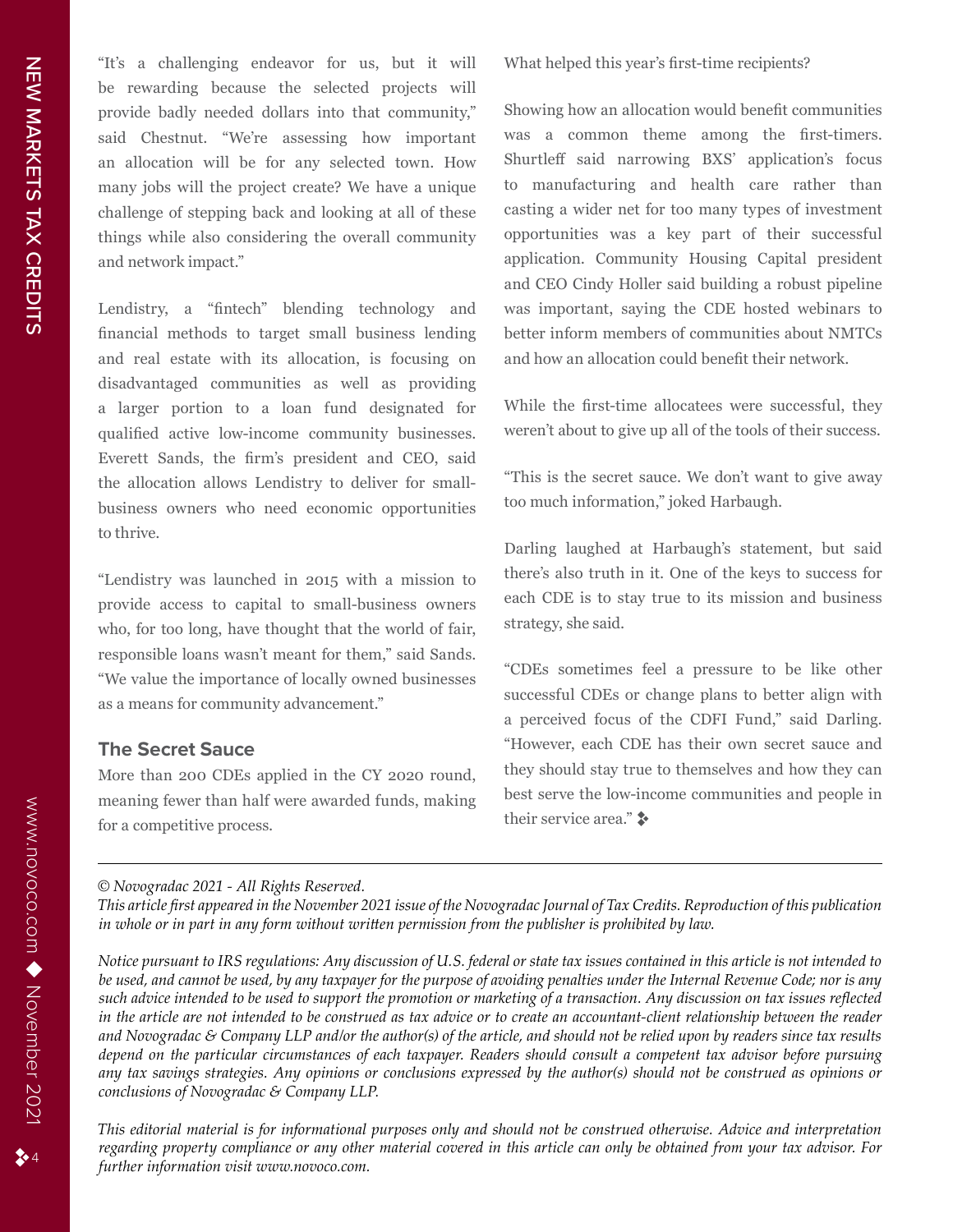"It's a challenging endeavor for us, but it will be rewarding because the selected projects will provide badly needed dollars into that community," said Chestnut. "We're assessing how important an allocation will be for any selected town. How many jobs will the project create? We have a unique challenge of stepping back and looking at all of these things while also considering the overall community and network impact."

Lendistry, a "fintech" blending technology and financial methods to target small business lending and real estate with its allocation, is focusing on disadvantaged communities as well as providing a larger portion to a loan fund designated for qualified active low-income community businesses. Everett Sands, the firm's president and CEO, said the allocation allows Lendistry to deliver for small-business owners who need economic opportunities to thrive.

"Lendistry was launched in 2015 with a mission to provide access to capital to small-business owners who, for too long, have thought that the world of fair, responsible loans wasn't meant for them," said Sands. "We value the importance of locally owned businesses as a means for community advancement."

## The Secret Sauce

More than 200 CDEs applied in the CY 2020 round, meaning fewer than half were awarded funds, making for a competitive process.

What helped this year's first-time recipients?

Showing how an allocation would benefit communities was a common theme among the first-timers. Shurtleff said narrowing BXS' application's focus to manufacturing and health care rather than casting a wider net for too many types of investment opportunities was a key part of their successful application. Community Housing Capital president and CEO Cindy Holler said building a robust pipeline was important, saying the CDE hosted webinars to better inform members of communities about NMTCs and how an allocation could benefit their network.

While the first-time allocatees were successful, they weren't about to give up all of the tools of their success.

"This is the secret sauce. We don't want to give away too much information," joked Harbaugh.

Darling laughed at Harbaugh's statement, but said there's also truth in it. One of the keys to success for each CDE is to stay true to its mission and business strategy, she said.

"CDEs sometimes feel a pressure to be like other successful CDEs or change plans to better align with a perceived focus of the CDFI Fund," said Darling. "However, each CDE has their own secret sauce and they should stay true to themselves and how they can best serve the low-income communities and people in their service area." ❖

---

*© Novogradac 2021 - All Rights Reserved.*

*This article first appeared in the November 2021 issue of the Novogradac Journal of Tax Credits. Reproduction of this publication in whole or in part in any form without written permission from the publisher is prohibited by law.*

*Notice pursuant to IRS regulations: Any discussion of U.S. federal or state tax issues contained in this article is not intended to be used, and cannot be used, by any taxpayer for the purpose of avoiding penalties under the Internal Revenue Code; nor is any such advice intended to be used to support the promotion or marketing of a transaction. Any discussion on tax issues reflected in the article are not intended to be construed as tax advice or to create an accountant-client relationship between the reader and Novogradac & Company LLP and/or the author(s) of the article, and should not be relied upon by readers since tax results depend on the particular circumstances of each taxpayer. Readers should consult a competent tax advisor before pursuing any tax savings strategies. Any opinions or conclusions expressed by the author(s) should not be construed as opinions or conclusions of Novogradac & Company LLP.*

*This editorial material is for informational purposes only and should not be construed otherwise. Advice and interpretation regarding property compliance or any other material covered in this article can only be obtained from your tax advisor. For further information visit www.novoco.com.*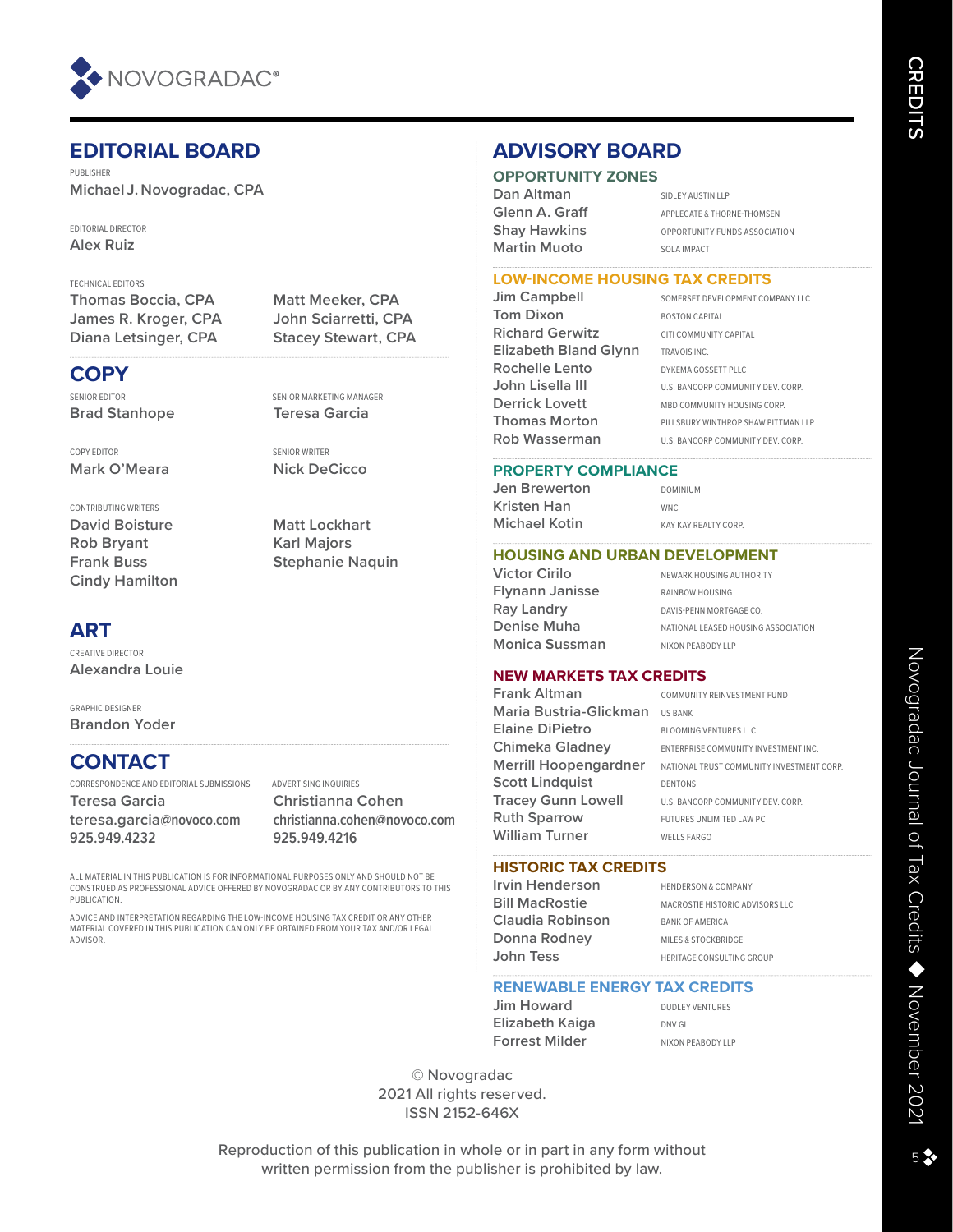# EDITORIAL BOARD

PUBLISHER
Michael J. Novogradac, CPA

EDITORIAL DIRECTOR
Alex Ruiz

TECHNICAL EDITORS
Thomas Boccia, CPA
James R. Kroger, CPA
Diana Letsinger, CPA
Matt Meeker, CPA
John Sciarretti, CPA
Stacey Stewart, CPA

## COPY

SENIOR EDITOR
Brad Stanhope

SENIOR MARKETING MANAGER
Teresa Garcia

COPY EDITOR
Mark O'Meara

SENIOR WRITER
Nick DeCicco

CONTRIBUTING WRITERS
David Boisture
Rob Bryant
Frank Buss
Cindy Hamilton
Matt Lockhart
Karl Majors
Stephanie Naquin

## ART

CREATIVE DIRECTOR
Alexandra Louie

GRAPHIC DESIGNER
Brandon Yoder

## CONTACT

CORRESPONDENCE AND EDITORIAL SUBMISSIONS
Teresa Garcia
teresa.garcia@novoco.com
925.949.4232

ADVERTISING INQUIRIES
Christianna Cohen
christianna.cohen@novoco.com
925.949.4216

ALL MATERIAL IN THIS PUBLICATION IS FOR INFORMATIONAL PURPOSES ONLY AND SHOULD NOT BE CONSTRUED AS PROFESSIONAL ADVICE OFFERED BY NOVOGRADAC OR BY ANY CONTRIBUTORS TO THIS PUBLICATION.

ADVICE AND INTERPRETATION REGARDING THE LOW-INCOME HOUSING TAX CREDIT OR ANY OTHER MATERIAL COVERED IN THIS PUBLICATION CAN ONLY BE OBTAINED FROM YOUR TAX AND/OR LEGAL ADVISOR.

# ADVISORY BOARD

## OPPORTUNITY ZONES

| | |
|---|---|
| Dan Altman | SIDLEY AUSTIN LLP |
| Glenn A. Graff | APPLEGATE & THORNE-THOMSEN |
| Shay Hawkins | OPPORTUNITY FUNDS ASSOCIATION |
| Martin Muoto | SOLA IMPACT |

## LOW-INCOME HOUSING TAX CREDITS

| | |
|---|---|
| Jim Campbell | SOMERSET DEVELOPMENT COMPANY LLC |
| Tom Dixon | BOSTON CAPITAL |
| Richard Gerwitz | CITI COMMUNITY CAPITAL |
| Elizabeth Bland Glynn | TRAVOIS INC. |
| Rochelle Lento | DYKEMA GOSSETT PLLC |
| John Lisella III | U.S. BANCORP COMMUNITY DEV. CORP. |
| Derrick Lovett | MBD COMMUNITY HOUSING CORP. |
| Thomas Morton | PILLSBURY WINTHROP SHAW PITTMAN LLP |
| Rob Wasserman | U.S. BANCORP COMMUNITY DEV. CORP. |

## PROPERTY COMPLIANCE

| | |
|---|---|
| Jen Brewerton | DOMINIUM |
| Kristen Han | WNC |
| Michael Kotin | KAY KAY REALTY CORP. |

## HOUSING AND URBAN DEVELOPMENT

| | |
|---|---|
| Victor Cirilo | NEWARK HOUSING AUTHORITY |
| Flynann Janisse | RAINBOW HOUSING |
| Ray Landry | DAVIS-PENN MORTGAGE CO. |
| Denise Muha | NATIONAL LEASED HOUSING ASSOCIATION |
| Monica Sussman | NIXON PEABODY LLP |

## NEW MARKETS TAX CREDITS

| | |
|---|---|
| Frank Altman | COMMUNITY REINVESTMENT FUND |
| Maria Bustria-Glickman | US BANK |
| Elaine DiPietro | BLOOMING VENTURES LLC |
| Chimeka Gladney | ENTERPRISE COMMUNITY INVESTMENT INC. |
| Merrill Hoopengardner | NATIONAL TRUST COMMUNITY INVESTMENT CORP. |
| Scott Lindquist | DENTONS |
| Tracey Gunn Lowell | U.S. BANCORP COMMUNITY DEV. CORP. |
| Ruth Sparrow | FUTURES UNLIMITED LAW PC |
| William Turner | WELLS FARGO |

## HISTORIC TAX CREDITS

| | |
|---|---|
| Irvin Henderson | HENDERSON & COMPANY |
| Bill MacRostie | MACROSTIE HISTORIC ADVISORS LLC |
| Claudia Robinson | BANK OF AMERICA |
| Donna Rodney | MILES & STOCKBRIDGE |
| John Tess | HERITAGE CONSULTING GROUP |

## RENEWABLE ENERGY TAX CREDITS

| | |
|---|---|
| Jim Howard | DUDLEY VENTURES |
| Elizabeth Kaiga | DNV GL |
| Forrest Milder | NIXON PEABODY LLP |

© Novogradac
2021 All rights reserved.
ISSN 2152-646X

Reproduction of this publication in whole or in part in any form without written permission from the publisher is prohibited by law.